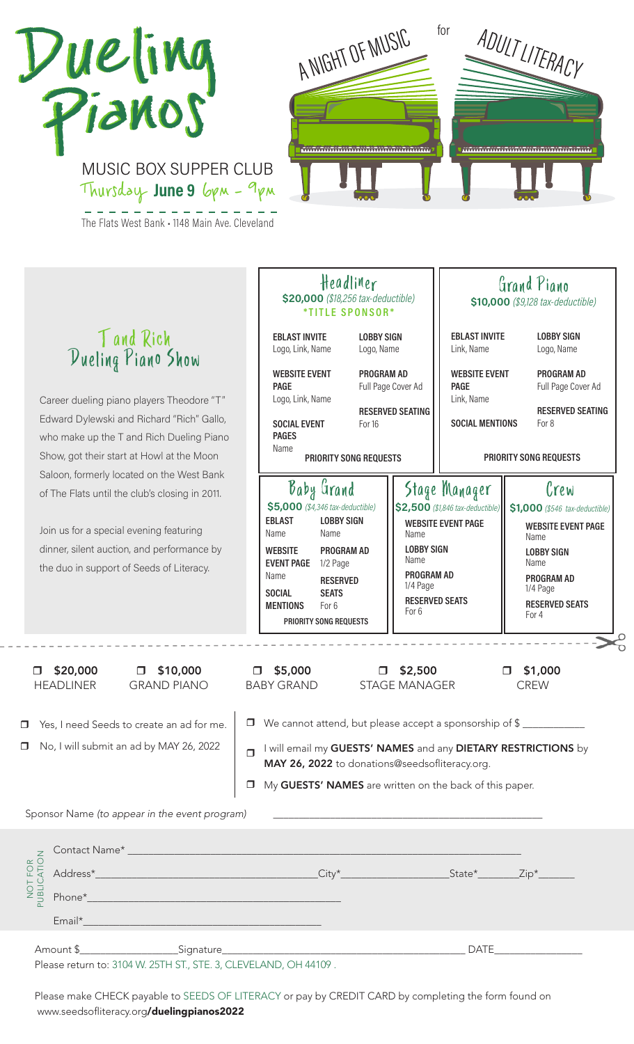# Dueling Pianos

MUSIC BOX SUPPER CLUB
Thursday **June 9** 6pm – 9pm

The Flats West Bank • 1148 Main Ave. Cleveland

A NIGHT OF MUSIC for ADULT LITERACY

## T and Rich Dueling Piano Show

Career dueling piano players Theodore "T" Edward Dylewski and Richard "Rich" Gallo, who make up the T and Rich Dueling Piano Show, got their start at Howl at the Moon Saloon, formerly located on the West Bank of The Flats until the club's closing in 2011.

Join us for a special evening featuring dinner, silent auction, and performance by the duo in support of Seeds of Literacy.

### Headliner
**$20,000** *($18,256 tax-deductible)*
**\*TITLE SPONSOR\***

- **EBLAST INVITE** Logo, Link, Name
- **LOBBY SIGN** Logo, Name
- **WEBSITE EVENT PAGE** Logo, Link, Name
- **PROGRAM AD** Full Page Cover Ad
- **RESERVED SEATING** For 16
- **SOCIAL EVENT PAGES** Name
- **PRIORITY SONG REQUESTS**

### Grand Piano
**$10,000** *($9,128 tax-deductible)*

- **EBLAST INVITE** Link, Name
- **LOBBY SIGN** Logo, Name
- **WEBSITE EVENT PAGE** Link, Name
- **PROGRAM AD** Full Page Cover Ad
- **RESERVED SEATING** For 8
- **SOCIAL MENTIONS**
- **PRIORITY SONG REQUESTS**

### Baby Grand
**$5,000** *($4,346 tax-deductible)*

- **EBLAST** Name
- **LOBBY SIGN** Name
- **WEBSITE EVENT PAGE** Name
- **PROGRAM AD** 1/2 Page
- **RESERVED SEATS** For 6
- **SOCIAL MENTIONS**
- **PRIORITY SONG REQUESTS**

### Stage Manager
**$2,500** *($1,846 tax-deductible)*

- **WEBSITE EVENT PAGE** Name
- **LOBBY SIGN** Name
- **PROGRAM AD** 1/4 Page
- **RESERVED SEATS** For 6

### Crew
**$1,000** *($546 tax-deductible)*

- **WEBSITE EVENT PAGE** Name
- **LOBBY SIGN** Name
- **PROGRAM AD** 1/4 Page
- **RESERVED SEATS** For 4

---

☐ **$20,000** HEADLINER ☐ **$10,000** GRAND PIANO ☐ **$5,000** BABY GRAND ☐ **$2,500** STAGE MANAGER ☐ **$1,000** CREW

☐ Yes, I need Seeds to create an ad for me.

☐ No, I will submit an ad by MAY 26, 2022

☐ We cannot attend, but please accept a sponsorship of $ ___________

☐ I will email my **GUESTS' NAMES** and any **DIETARY RESTRICTIONS** by **MAY 26, 2022** to donations@seedsofliteracy.org.

☐ My **GUESTS' NAMES** are written on the back of this paper.

Sponsor Name *(to appear in the event program)* ______________________________

NOT FOR PUBLICATION

Contact Name* ______________________________

Address* ______________________________ City* ______________ State* _______ Zip* _______

Phone* ______________________________

Email* ______________________________

Amount $_______________ Signature ______________________________ DATE _______________

Please return to: 3104 W. 25TH ST., STE. 3, CLEVELAND, OH 44109 .

Please make CHECK payable to SEEDS OF LITERACY or pay by CREDIT CARD by completing the form found on www.seedsofliteracy.org**/duelingpianos2022**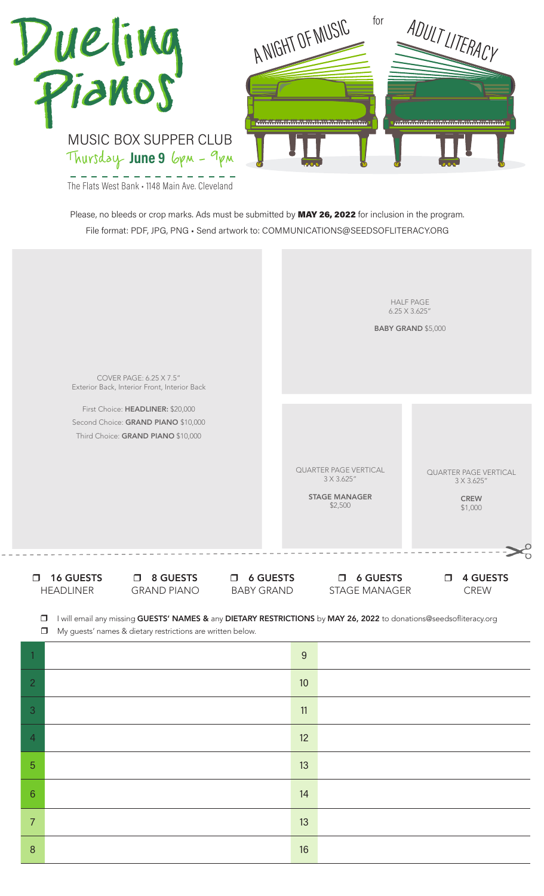# Dueling Pianos

A NIGHT OF MUSIC for ADULT LITERACY

MUSIC BOX SUPPER CLUB
Thursday **June 9** 6pm – 9pm

The Flats West Bank • 1148 Main Ave. Cleveland

Please, no bleeds or crop marks. Ads must be submitted by **MAY 26, 2022** for inclusion in the program.
File format: PDF, JPG, PNG • Send artwork to: COMMUNICATIONS@SEEDSOFLITERACY.ORG

COVER PAGE: 6.25 X 7.5"
Exterior Back, Interior Front, Interior Back

First Choice: **HEADLINER:** $20,000
Second Choice: **GRAND PIANO** $10,000
Third Choice: **GRAND PIANO** $10,000

HALF PAGE
6.25 X 3.625"

**BABY GRAND** $5,000

QUARTER PAGE VERTICAL
3 X 3.625"

**STAGE MANAGER**
$2,500

QUARTER PAGE VERTICAL
3 X 3.625"

**CREW**
$1,000

- ☐ **16 GUESTS** HEADLINER
- ☐ **8 GUESTS** GRAND PIANO
- ☐ **6 GUESTS** BABY GRAND
- ☐ **6 GUESTS** STAGE MANAGER
- ☐ **4 GUESTS** CREW

- ☐ I will email any missing **GUESTS' NAMES &** any **DIETARY RESTRICTIONS** by **MAY 26, 2022** to donations@seedsofliteracy.org
- ☐ My guests' names & dietary restrictions are written below.

| | | | |
|---|---|---|---|
| 1 | | 9 | |
| 2 | | 10 | |
| 3 | | 11 | |
| 4 | | 12 | |
| 5 | | 13 | |
| 6 | | 14 | |
| 7 | | 13 | |
| 8 | | 16 | |